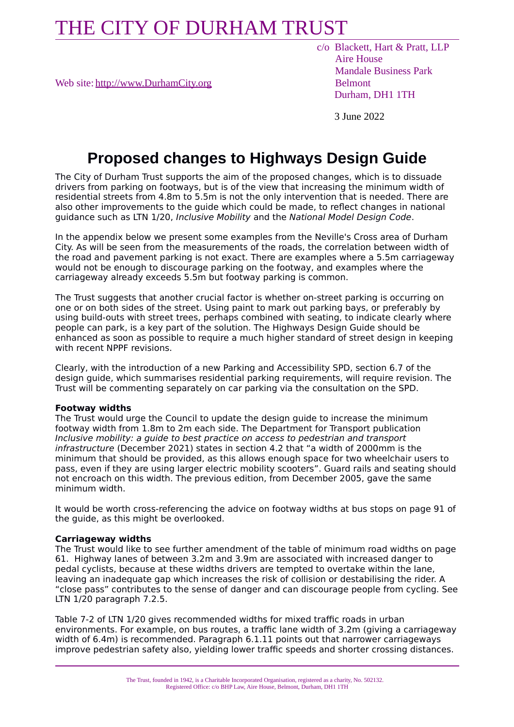# THE CITY OF DURHAM TRUST

Web site: http://www.DurhamCity.org

c/o Blackett, Hart & Pratt, LLP
Aire House
Mandale Business Park
Belmont
Durham, DH1 1TH

3 June 2022

## Proposed changes to Highways Design Guide

The City of Durham Trust supports the aim of the proposed changes, which is to dissuade drivers from parking on footways, but is of the view that increasing the minimum width of residential streets from 4.8m to 5.5m is not the only intervention that is needed. There are also other improvements to the guide which could be made, to reflect changes in national guidance such as LTN 1/20, *Inclusive Mobility* and the *National Model Design Code*.

In the appendix below we present some examples from the Neville's Cross area of Durham City. As will be seen from the measurements of the roads, the correlation between width of the road and pavement parking is not exact. There are examples where a 5.5m carriageway would not be enough to discourage parking on the footway, and examples where the carriageway already exceeds 5.5m but footway parking is common.

The Trust suggests that another crucial factor is whether on-street parking is occurring on one or on both sides of the street. Using paint to mark out parking bays, or preferably by using build-outs with street trees, perhaps combined with seating, to indicate clearly where people can park, is a key part of the solution. The Highways Design Guide should be enhanced as soon as possible to require a much higher standard of street design in keeping with recent NPPF revisions.

Clearly, with the introduction of a new Parking and Accessibility SPD, section 6.7 of the design guide, which summarises residential parking requirements, will require revision. The Trust will be commenting separately on car parking via the consultation on the SPD.

**Footway widths**

The Trust would urge the Council to update the design guide to increase the minimum footway width from 1.8m to 2m each side. The Department for Transport publication *Inclusive mobility: a guide to best practice on access to pedestrian and transport infrastructure* (December 2021) states in section 4.2 that "a width of 2000mm is the minimum that should be provided, as this allows enough space for two wheelchair users to pass, even if they are using larger electric mobility scooters". Guard rails and seating should not encroach on this width. The previous edition, from December 2005, gave the same minimum width.

It would be worth cross-referencing the advice on footway widths at bus stops on page 91 of the guide, as this might be overlooked.

**Carriageway widths**

The Trust would like to see further amendment of the table of minimum road widths on page 61. Highway lanes of between 3.2m and 3.9m are associated with increased danger to pedal cyclists, because at these widths drivers are tempted to overtake within the lane, leaving an inadequate gap which increases the risk of collision or destabilising the rider. A "close pass" contributes to the sense of danger and can discourage people from cycling. See LTN 1/20 paragraph 7.2.5.

Table 7-2 of LTN 1/20 gives recommended widths for mixed traffic roads in urban environments. For example, on bus routes, a traffic lane width of 3.2m (giving a carriageway width of 6.4m) is recommended. Paragraph 6.1.11 points out that narrower carriageways improve pedestrian safety also, yielding lower traffic speeds and shorter crossing distances.

The Trust, founded in 1942, is a Charitable Incorporated Organisation, registered as a charity, No. 502132.
Registered Office: c/o BHP Law, Aire House, Belmont, Durham, DH1 1TH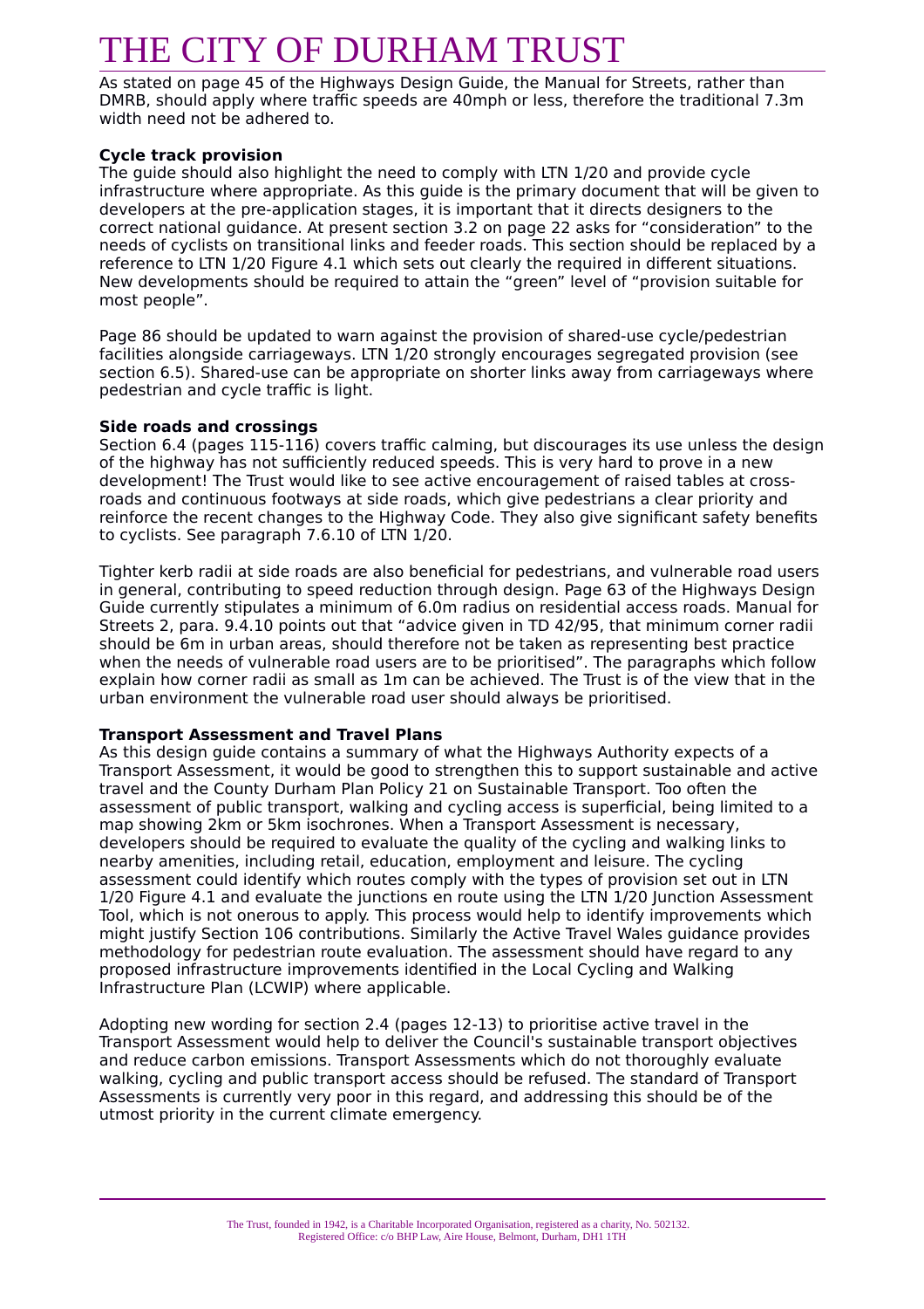As stated on page 45 of the Highways Design Guide, the Manual for Streets, rather than DMRB, should apply where traffic speeds are 40mph or less, therefore the traditional 7.3m width need not be adhered to.

**Cycle track provision**

The guide should also highlight the need to comply with LTN 1/20 and provide cycle infrastructure where appropriate. As this guide is the primary document that will be given to developers at the pre-application stages, it is important that it directs designers to the correct national guidance. At present section 3.2 on page 22 asks for "consideration" to the needs of cyclists on transitional links and feeder roads. This section should be replaced by a reference to LTN 1/20 Figure 4.1 which sets out clearly the required in different situations. New developments should be required to attain the "green" level of "provision suitable for most people".

Page 86 should be updated to warn against the provision of shared-use cycle/pedestrian facilities alongside carriageways. LTN 1/20 strongly encourages segregated provision (see section 6.5). Shared-use can be appropriate on shorter links away from carriageways where pedestrian and cycle traffic is light.

**Side roads and crossings**

Section 6.4 (pages 115-116) covers traffic calming, but discourages its use unless the design of the highway has not sufficiently reduced speeds. This is very hard to prove in a new development! The Trust would like to see active encouragement of raised tables at cross-roads and continuous footways at side roads, which give pedestrians a clear priority and reinforce the recent changes to the Highway Code. They also give significant safety benefits to cyclists. See paragraph 7.6.10 of LTN 1/20.

Tighter kerb radii at side roads are also beneficial for pedestrians, and vulnerable road users in general, contributing to speed reduction through design. Page 63 of the Highways Design Guide currently stipulates a minimum of 6.0m radius on residential access roads. Manual for Streets 2, para. 9.4.10 points out that "advice given in TD 42/95, that minimum corner radii should be 6m in urban areas, should therefore not be taken as representing best practice when the needs of vulnerable road users are to be prioritised". The paragraphs which follow explain how corner radii as small as 1m can be achieved. The Trust is of the view that in the urban environment the vulnerable road user should always be prioritised.

**Transport Assessment and Travel Plans**

As this design guide contains a summary of what the Highways Authority expects of a Transport Assessment, it would be good to strengthen this to support sustainable and active travel and the County Durham Plan Policy 21 on Sustainable Transport. Too often the assessment of public transport, walking and cycling access is superficial, being limited to a map showing 2km or 5km isochrones. When a Transport Assessment is necessary, developers should be required to evaluate the quality of the cycling and walking links to nearby amenities, including retail, education, employment and leisure. The cycling assessment could identify which routes comply with the types of provision set out in LTN 1/20 Figure 4.1 and evaluate the junctions en route using the LTN 1/20 Junction Assessment Tool, which is not onerous to apply. This process would help to identify improvements which might justify Section 106 contributions. Similarly the Active Travel Wales guidance provides methodology for pedestrian route evaluation. The assessment should have regard to any proposed infrastructure improvements identified in the Local Cycling and Walking Infrastructure Plan (LCWIP) where applicable.

Adopting new wording for section 2.4 (pages 12-13) to prioritise active travel in the Transport Assessment would help to deliver the Council's sustainable transport objectives and reduce carbon emissions. Transport Assessments which do not thoroughly evaluate walking, cycling and public transport access should be refused. The standard of Transport Assessments is currently very poor in this regard, and addressing this should be of the utmost priority in the current climate emergency.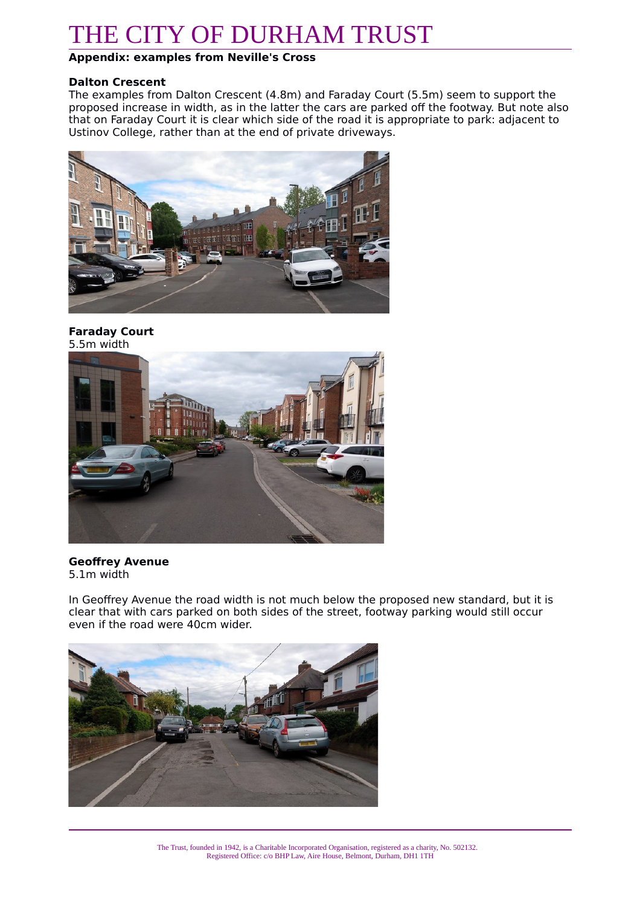# THE CITY OF DURHAM TRUST

**Appendix: examples from Neville's Cross**

**Dalton Crescent**

The examples from Dalton Crescent (4.8m) and Faraday Court (5.5m) seem to support the proposed increase in width, as in the latter the cars are parked off the footway. But note also that on Faraday Court it is clear which side of the road it is appropriate to park: adjacent to Ustinov College, rather than at the end of private driveways.

**Faraday Court**

5.5m width

**Geoffrey Avenue**

5.1m width

In Geoffrey Avenue the road width is not much below the proposed new standard, but it is clear that with cars parked on both sides of the street, footway parking would still occur even if the road were 40cm wider.

The Trust, founded in 1942, is a Charitable Incorporated Organisation, registered as a charity, No. 502132.
Registered Office: c/o BHP Law, Aire House, Belmont, Durham, DH1 1TH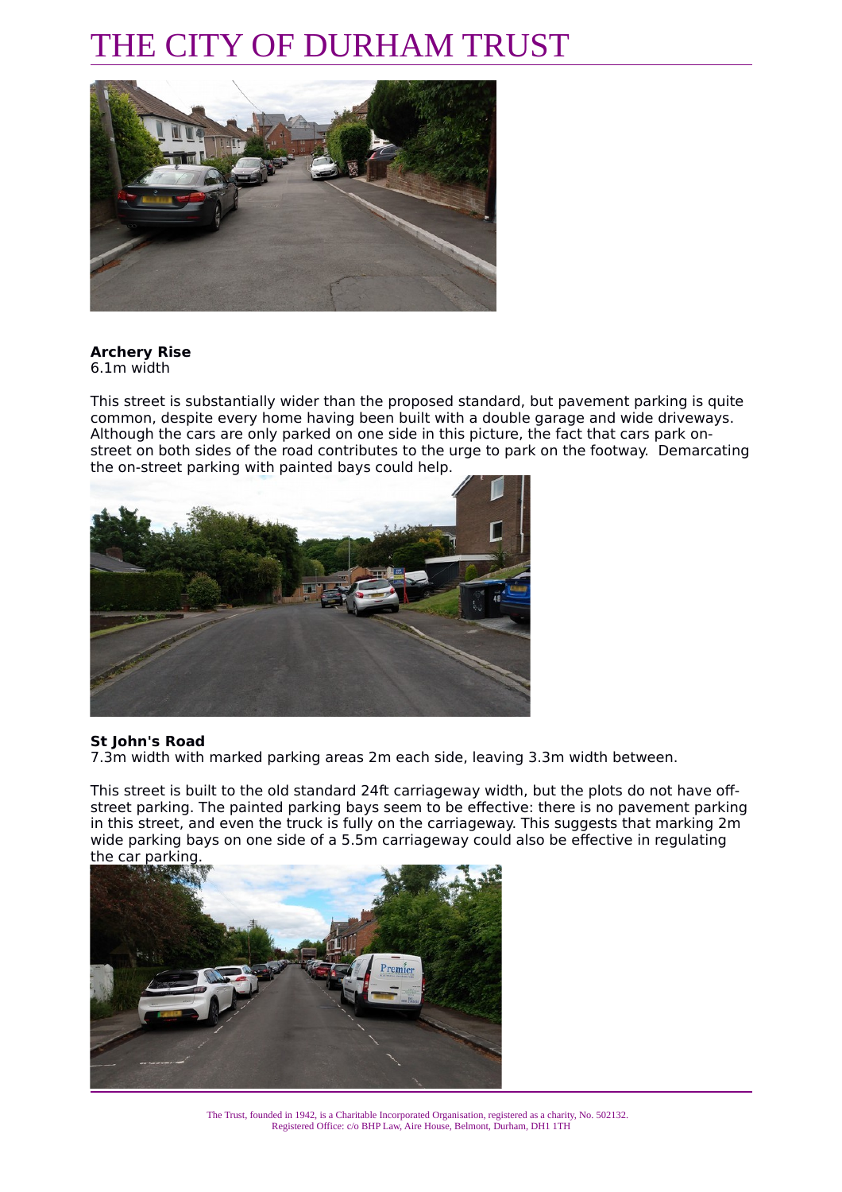**Archery Rise**
6.1m width

This street is substantially wider than the proposed standard, but pavement parking is quite common, despite every home having been built with a double garage and wide driveways. Although the cars are only parked on one side in this picture, the fact that cars park on-street on both sides of the road contributes to the urge to park on the footway. Demarcating the on-street parking with painted bays could help.

**St John's Road**
7.3m width with marked parking areas 2m each side, leaving 3.3m width between.

This street is built to the old standard 24ft carriageway width, but the plots do not have off-street parking. The painted parking bays seem to be effective: there is no pavement parking in this street, and even the truck is fully on the carriageway. This suggests that marking 2m wide parking bays on one side of a 5.5m carriageway could also be effective in regulating the car parking.

The Trust, founded in 1942, is a Charitable Incorporated Organisation, registered as a charity, No. 502132.
Registered Office: c/o BHP Law, Aire House, Belmont, Durham, DH1 1TH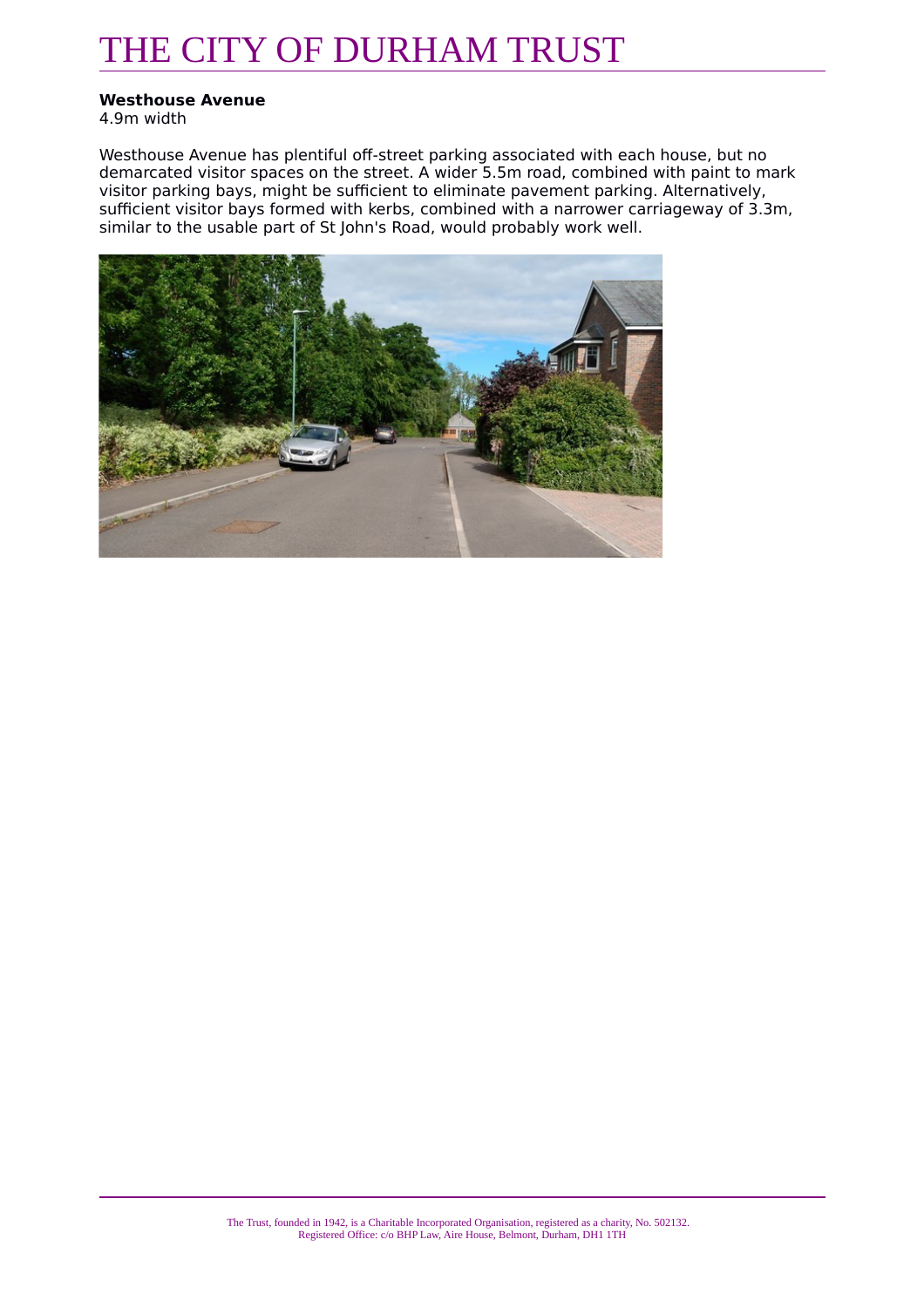**Westhouse Avenue**
4.9m width

Westhouse Avenue has plentiful off-street parking associated with each house, but no demarcated visitor spaces on the street. A wider 5.5m road, combined with paint to mark visitor parking bays, might be sufficient to eliminate pavement parking. Alternatively, sufficient visitor bays formed with kerbs, combined with a narrower carriageway of 3.3m, similar to the usable part of St John's Road, would probably work well.